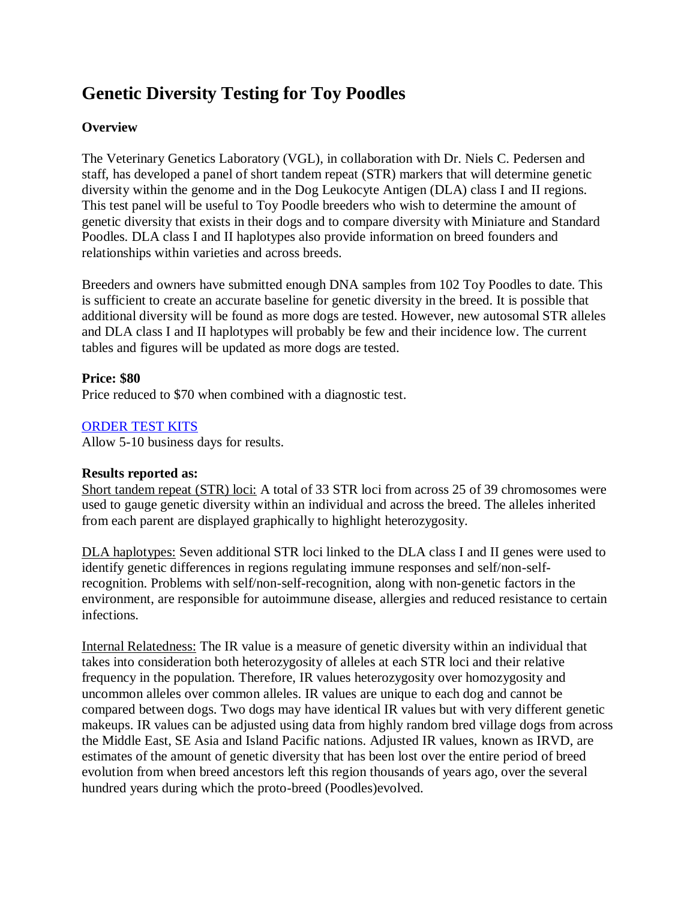# Genetic Diversity Testing for Toy Poodles

**Overview**

The Veterinary Genetics Laboratory (VGL), in collaboration with Dr. Niels C. Pedersen and staff, has developed a panel of short tandem repeat (STR) markers that will determine genetic diversity within the genome and in the Dog Leukocyte Antigen (DLA) class I and II regions. This test panel will be useful to Toy Poodle breeders who wish to determine the amount of genetic diversity that exists in their dogs and to compare diversity with Miniature and Standard Poodles. DLA class I and II haplotypes also provide information on breed founders and relationships within varieties and across breeds.

Breeders and owners have submitted enough DNA samples from 102 Toy Poodles to date. This is sufficient to create an accurate baseline for genetic diversity in the breed. It is possible that additional diversity will be found as more dogs are tested. However, new autosomal STR alleles and DLA class I and II haplotypes will probably be few and their incidence low. The current tables and figures will be updated as more dogs are tested.

**Price: $80**
Price reduced to $70 when combined with a diagnostic test.

ORDER TEST KITS
Allow 5-10 business days for results.

**Results reported as:**

Short tandem repeat (STR) loci: A total of 33 STR loci from across 25 of 39 chromosomes were used to gauge genetic diversity within an individual and across the breed. The alleles inherited from each parent are displayed graphically to highlight heterozygosity.

DLA haplotypes: Seven additional STR loci linked to the DLA class I and II genes were used to identify genetic differences in regions regulating immune responses and self/non-self-recognition. Problems with self/non-self-recognition, along with non-genetic factors in the environment, are responsible for autoimmune disease, allergies and reduced resistance to certain infections.

Internal Relatedness: The IR value is a measure of genetic diversity within an individual that takes into consideration both heterozygosity of alleles at each STR loci and their relative frequency in the population. Therefore, IR values heterozygosity over homozygosity and uncommon alleles over common alleles. IR values are unique to each dog and cannot be compared between dogs. Two dogs may have identical IR values but with very different genetic makeups. IR values can be adjusted using data from highly random bred village dogs from across the Middle East, SE Asia and Island Pacific nations. Adjusted IR values, known as IRVD, are estimates of the amount of genetic diversity that has been lost over the entire period of breed evolution from when breed ancestors left this region thousands of years ago, over the several hundred years during which the proto-breed (Poodles)evolved.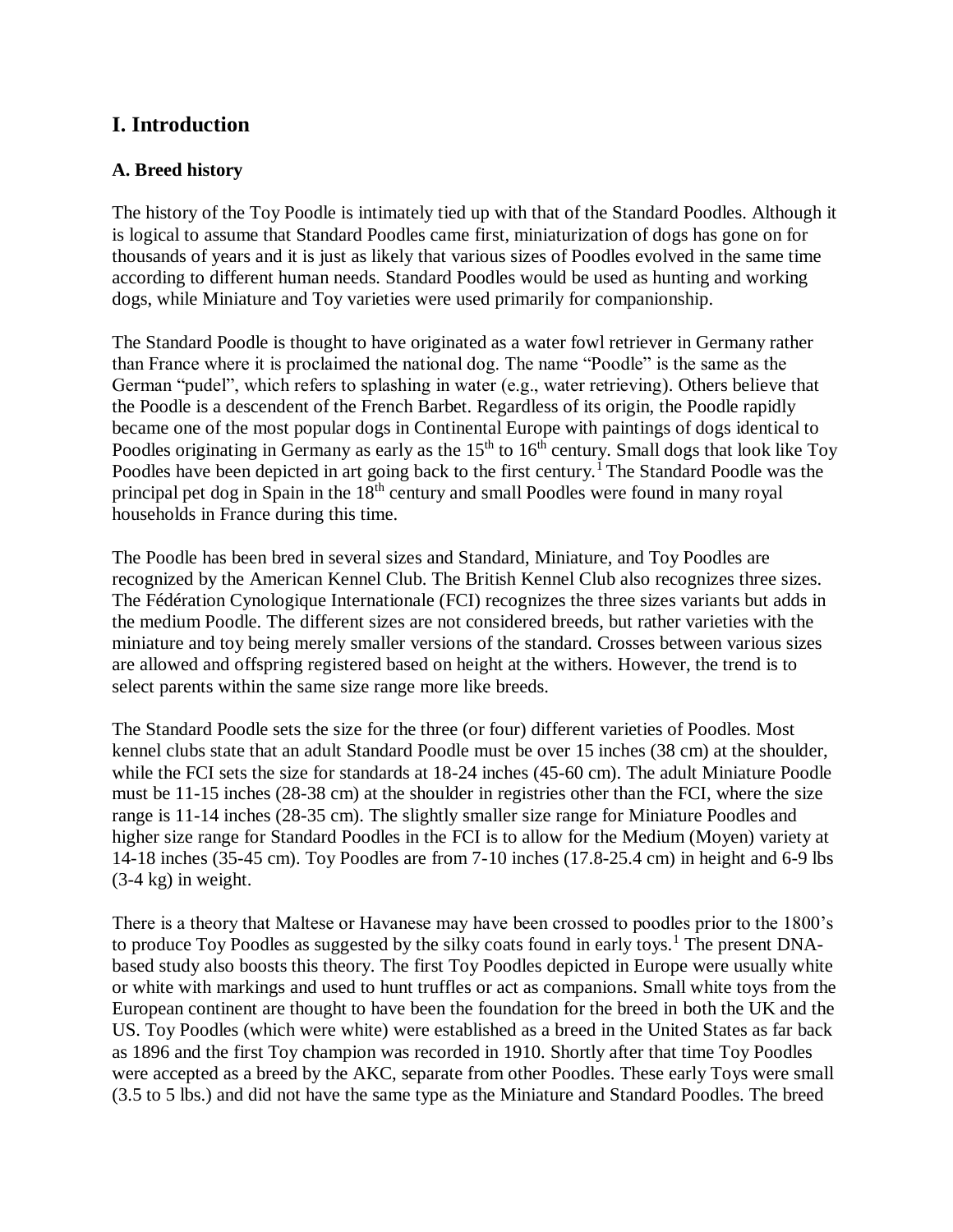## I. Introduction

### A. Breed history

The history of the Toy Poodle is intimately tied up with that of the Standard Poodles. Although it is logical to assume that Standard Poodles came first, miniaturization of dogs has gone on for thousands of years and it is just as likely that various sizes of Poodles evolved in the same time according to different human needs. Standard Poodles would be used as hunting and working dogs, while Miniature and Toy varieties were used primarily for companionship.

The Standard Poodle is thought to have originated as a water fowl retriever in Germany rather than France where it is proclaimed the national dog. The name "Poodle" is the same as the German "pudel", which refers to splashing in water (e.g., water retrieving). Others believe that the Poodle is a descendent of the French Barbet. Regardless of its origin, the Poodle rapidly became one of the most popular dogs in Continental Europe with paintings of dogs identical to Poodles originating in Germany as early as the 15th to 16th century. Small dogs that look like Toy Poodles have been depicted in art going back to the first century.[1] The Standard Poodle was the principal pet dog in Spain in the 18th century and small Poodles were found in many royal households in France during this time.

The Poodle has been bred in several sizes and Standard, Miniature, and Toy Poodles are recognized by the American Kennel Club. The British Kennel Club also recognizes three sizes. The Fédération Cynologique Internationale (FCI) recognizes the three sizes variants but adds in the medium Poodle. The different sizes are not considered breeds, but rather varieties with the miniature and toy being merely smaller versions of the standard. Crosses between various sizes are allowed and offspring registered based on height at the withers. However, the trend is to select parents within the same size range more like breeds.

The Standard Poodle sets the size for the three (or four) different varieties of Poodles. Most kennel clubs state that an adult Standard Poodle must be over 15 inches (38 cm) at the shoulder, while the FCI sets the size for standards at 18-24 inches (45-60 cm). The adult Miniature Poodle must be 11-15 inches (28-38 cm) at the shoulder in registries other than the FCI, where the size range is 11-14 inches (28-35 cm). The slightly smaller size range for Miniature Poodles and higher size range for Standard Poodles in the FCI is to allow for the Medium (Moyen) variety at 14-18 inches (35-45 cm). Toy Poodles are from 7-10 inches (17.8-25.4 cm) in height and 6-9 lbs (3-4 kg) in weight.

There is a theory that Maltese or Havanese may have been crossed to poodles prior to the 1800's to produce Toy Poodles as suggested by the silky coats found in early toys.[1] The present DNA-based study also boosts this theory. The first Toy Poodles depicted in Europe were usually white or white with markings and used to hunt truffles or act as companions. Small white toys from the European continent are thought to have been the foundation for the breed in both the UK and the US. Toy Poodles (which were white) were established as a breed in the United States as far back as 1896 and the first Toy champion was recorded in 1910. Shortly after that time Toy Poodles were accepted as a breed by the AKC, separate from other Poodles. These early Toys were small (3.5 to 5 lbs.) and did not have the same type as the Miniature and Standard Poodles. The breed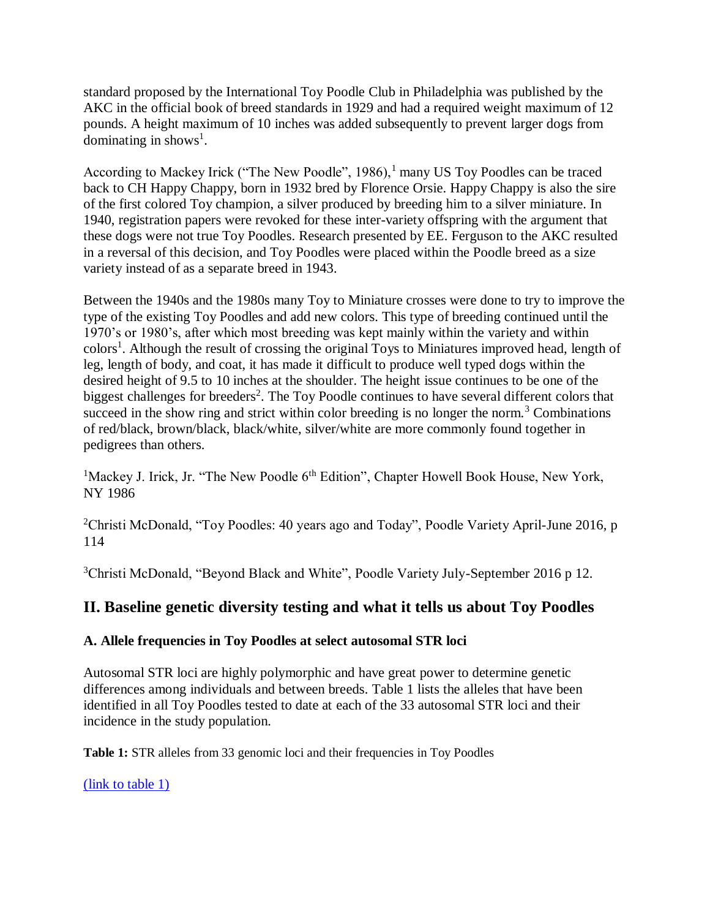standard proposed by the International Toy Poodle Club in Philadelphia was published by the AKC in the official book of breed standards in 1929 and had a required weight maximum of 12 pounds. A height maximum of 10 inches was added subsequently to prevent larger dogs from dominating in shows[1].

According to Mackey Irick ("The New Poodle", 1986),[1] many US Toy Poodles can be traced back to CH Happy Chappy, born in 1932 bred by Florence Orsie. Happy Chappy is also the sire of the first colored Toy champion, a silver produced by breeding him to a silver miniature. In 1940, registration papers were revoked for these inter-variety offspring with the argument that these dogs were not true Toy Poodles. Research presented by EE. Ferguson to the AKC resulted in a reversal of this decision, and Toy Poodles were placed within the Poodle breed as a size variety instead of as a separate breed in 1943.

Between the 1940s and the 1980s many Toy to Miniature crosses were done to try to improve the type of the existing Toy Poodles and add new colors. This type of breeding continued until the 1970's or 1980's, after which most breeding was kept mainly within the variety and within colors[1]. Although the result of crossing the original Toys to Miniatures improved head, length of leg, length of body, and coat, it has made it difficult to produce well typed dogs within the desired height of 9.5 to 10 inches at the shoulder. The height issue continues to be one of the biggest challenges for breeders[2]. The Toy Poodle continues to have several different colors that succeed in the show ring and strict within color breeding is no longer the norm.[3] Combinations of red/black, brown/black, black/white, silver/white are more commonly found together in pedigrees than others.

[1]Mackey J. Irick, Jr. "The New Poodle 6th Edition", Chapter Howell Book House, New York, NY 1986

[2]Christi McDonald, "Toy Poodles: 40 years ago and Today", Poodle Variety April-June 2016, p 114

[3]Christi McDonald, "Beyond Black and White", Poodle Variety July-September 2016 p 12.

## II. Baseline genetic diversity testing and what it tells us about Toy Poodles

### A. Allele frequencies in Toy Poodles at select autosomal STR loci

Autosomal STR loci are highly polymorphic and have great power to determine genetic differences among individuals and between breeds. Table 1 lists the alleles that have been identified in all Toy Poodles tested to date at each of the 33 autosomal STR loci and their incidence in the study population.

**Table 1:** STR alleles from 33 genomic loci and their frequencies in Toy Poodles

(link to table 1)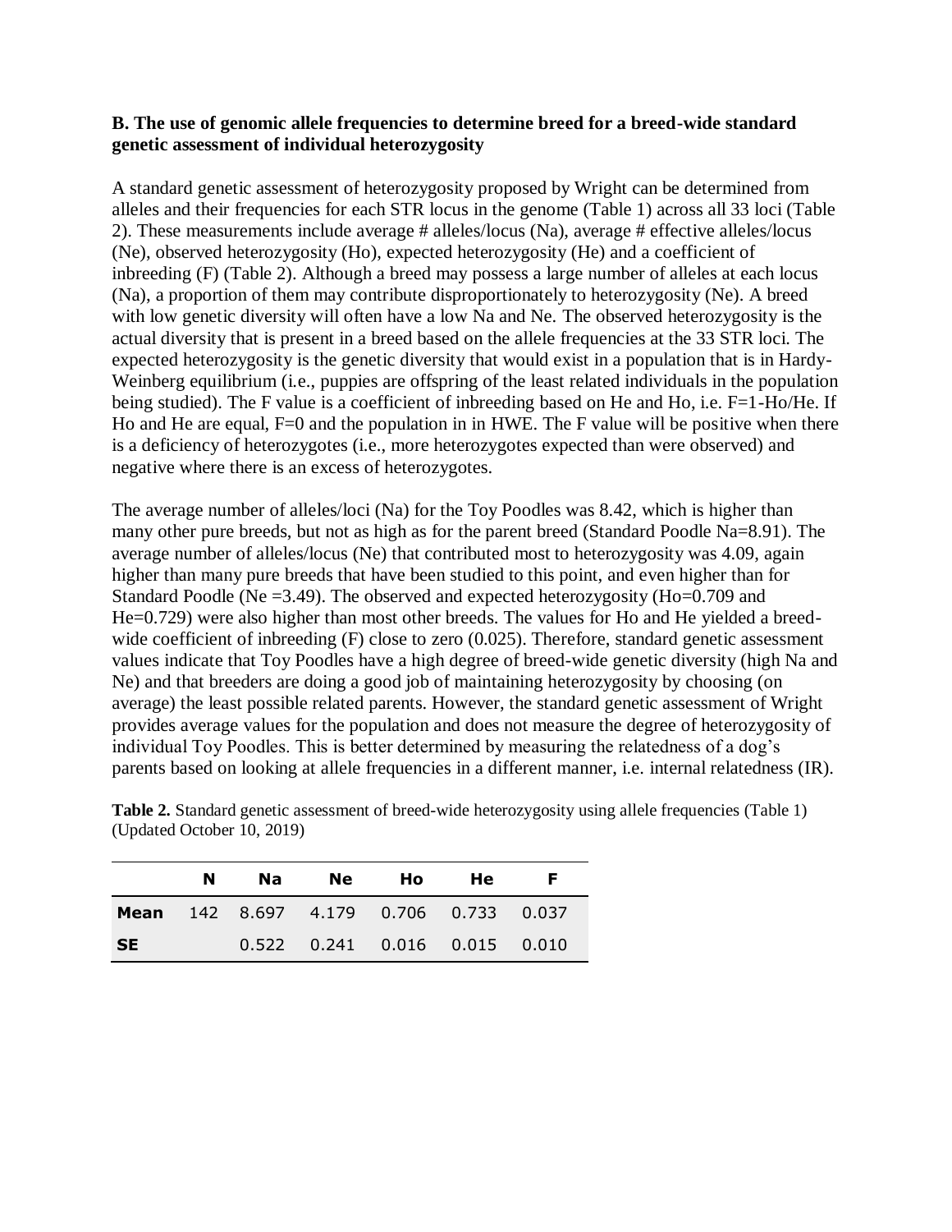**B. The use of genomic allele frequencies to determine breed for a breed-wide standard genetic assessment of individual heterozygosity**

A standard genetic assessment of heterozygosity proposed by Wright can be determined from alleles and their frequencies for each STR locus in the genome (Table 1) across all 33 loci (Table 2). These measurements include average # alleles/locus (Na), average # effective alleles/locus (Ne), observed heterozygosity (Ho), expected heterozygosity (He) and a coefficient of inbreeding (F) (Table 2). Although a breed may possess a large number of alleles at each locus (Na), a proportion of them may contribute disproportionately to heterozygosity (Ne). A breed with low genetic diversity will often have a low Na and Ne. The observed heterozygosity is the actual diversity that is present in a breed based on the allele frequencies at the 33 STR loci. The expected heterozygosity is the genetic diversity that would exist in a population that is in Hardy-Weinberg equilibrium (i.e., puppies are offspring of the least related individuals in the population being studied). The F value is a coefficient of inbreeding based on He and Ho, i.e. F=1-Ho/He. If Ho and He are equal, F=0 and the population in in HWE. The F value will be positive when there is a deficiency of heterozygotes (i.e., more heterozygotes expected than were observed) and negative where there is an excess of heterozygotes.

The average number of alleles/loci (Na) for the Toy Poodles was 8.42, which is higher than many other pure breeds, but not as high as for the parent breed (Standard Poodle Na=8.91). The average number of alleles/locus (Ne) that contributed most to heterozygosity was 4.09, again higher than many pure breeds that have been studied to this point, and even higher than for Standard Poodle (Ne =3.49). The observed and expected heterozygosity (Ho=0.709 and He=0.729) were also higher than most other breeds. The values for Ho and He yielded a breed-wide coefficient of inbreeding (F) close to zero (0.025). Therefore, standard genetic assessment values indicate that Toy Poodles have a high degree of breed-wide genetic diversity (high Na and Ne) and that breeders are doing a good job of maintaining heterozygosity by choosing (on average) the least possible related parents. However, the standard genetic assessment of Wright provides average values for the population and does not measure the degree of heterozygosity of individual Toy Poodles. This is better determined by measuring the relatedness of a dog's parents based on looking at allele frequencies in a different manner, i.e. internal relatedness (IR).

**Table 2.** Standard genetic assessment of breed-wide heterozygosity using allele frequencies (Table 1) (Updated October 10, 2019)

| | N | Na | Ne | Ho | He | F |
|---|---|---|---|---|---|---|
| **Mean** | 142 | 8.697 | 4.179 | 0.706 | 0.733 | 0.037 |
| **SE** | | 0.522 | 0.241 | 0.016 | 0.015 | 0.010 |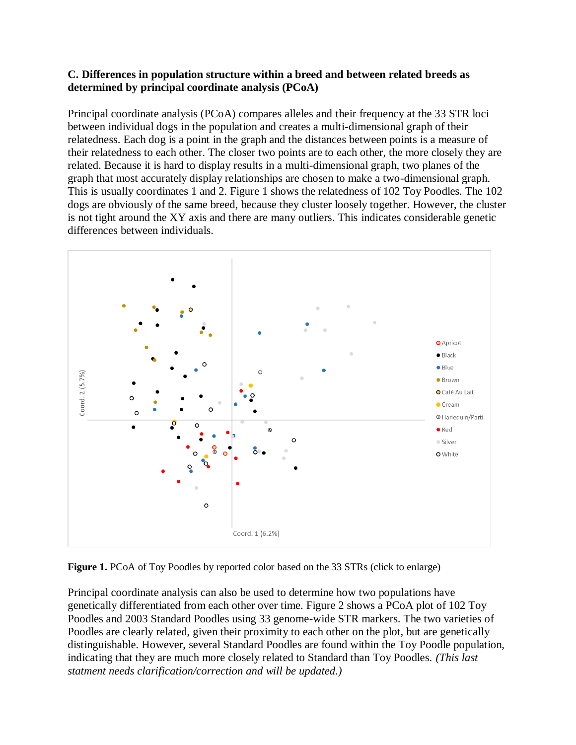**C. Differences in population structure within a breed and between related breeds as determined by principal coordinate analysis (PCoA)**

Principal coordinate analysis (PCoA) compares alleles and their frequency at the 33 STR loci between individual dogs in the population and creates a multi-dimensional graph of their relatedness. Each dog is a point in the graph and the distances between points is a measure of their relatedness to each other. The closer two points are to each other, the more closely they are related. Because it is hard to display results in a multi-dimensional graph, two planes of the graph that most accurately display relationships are chosen to make a two-dimensional graph. This is usually coordinates 1 and 2. Figure 1 shows the relatedness of 102 Toy Poodles. The 102 dogs are obviously of the same breed, because they cluster loosely together. However, the cluster is not tight around the XY axis and there are many outliers. This indicates considerable genetic differences between individuals.

Coord. 2 (5.7%)

Coord. 1 (6.2%)

Apricot
Black
Blue
Brown
Café Au Lait
Cream
Harlequin/Parti
Red
Silver
White

**Figure 1.** PCoA of Toy Poodles by reported color based on the 33 STRs (click to enlarge)

Principal coordinate analysis can also be used to determine how two populations have genetically differentiated from each other over time. Figure 2 shows a PCoA plot of 102 Toy Poodles and 2003 Standard Poodles using 33 genome-wide STR markers. The two varieties of Poodles are clearly related, given their proximity to each other on the plot, but are genetically distinguishable. However, several Standard Poodles are found within the Toy Poodle population, indicating that they are much more closely related to Standard than Toy Poodles. *(This last statment needs clarification/correction and will be updated.)*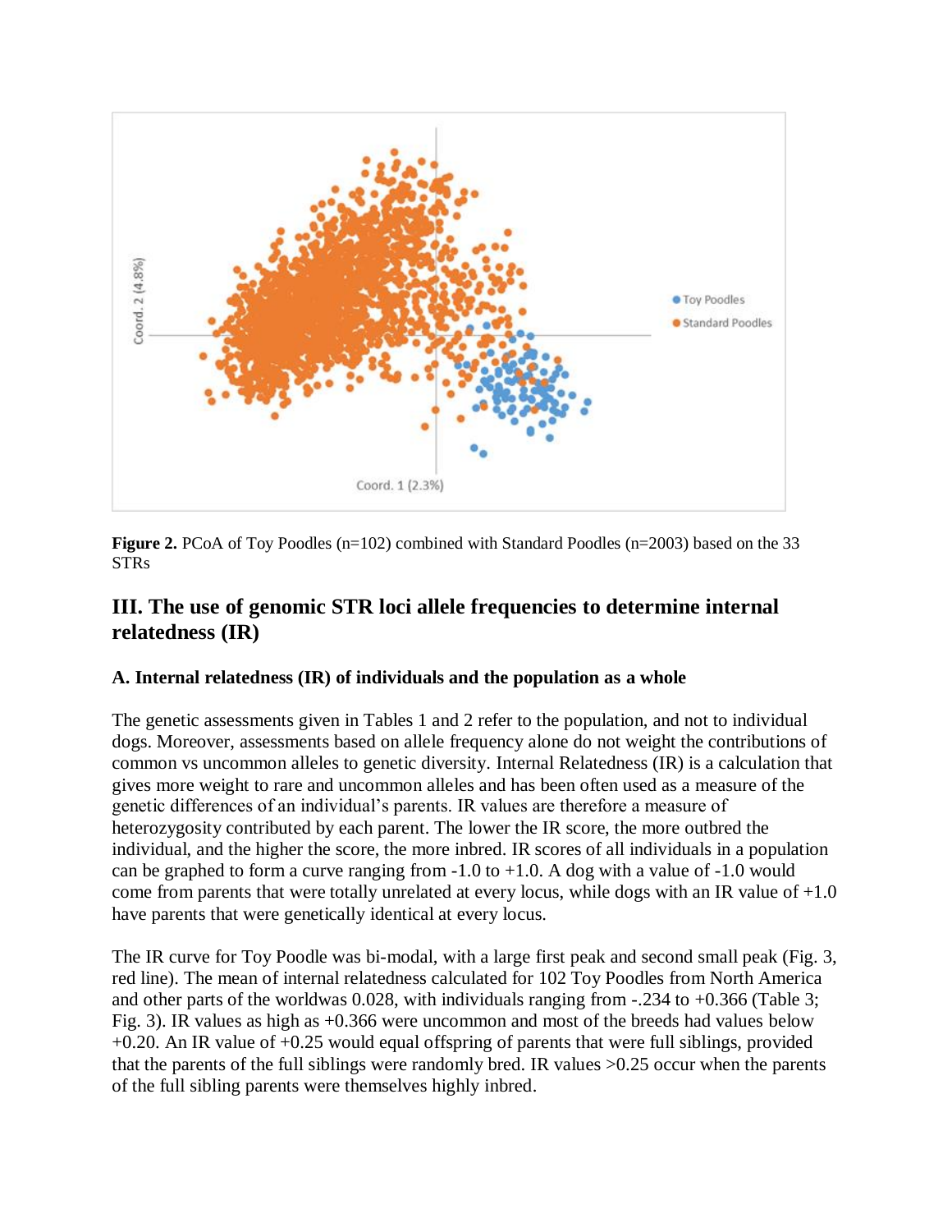Coord. 2 (4.8%)

Coord. 1 (2.3%)

Toy Poodles

Standard Poodles

**Figure 2.** PCoA of Toy Poodles (n=102) combined with Standard Poodles (n=2003) based on the 33 STRs

## III. The use of genomic STR loci allele frequencies to determine internal relatedness (IR)

### A. Internal relatedness (IR) of individuals and the population as a whole

The genetic assessments given in Tables 1 and 2 refer to the population, and not to individual dogs. Moreover, assessments based on allele frequency alone do not weight the contributions of common vs uncommon alleles to genetic diversity. Internal Relatedness (IR) is a calculation that gives more weight to rare and uncommon alleles and has been often used as a measure of the genetic differences of an individual's parents. IR values are therefore a measure of heterozygosity contributed by each parent. The lower the IR score, the more outbred the individual, and the higher the score, the more inbred. IR scores of all individuals in a population can be graphed to form a curve ranging from -1.0 to +1.0. A dog with a value of -1.0 would come from parents that were totally unrelated at every locus, while dogs with an IR value of +1.0 have parents that were genetically identical at every locus.

The IR curve for Toy Poodle was bi-modal, with a large first peak and second small peak (Fig. 3, red line). The mean of internal relatedness calculated for 102 Toy Poodles from North America and other parts of the worldwas 0.028, with individuals ranging from -.234 to +0.366 (Table 3; Fig. 3). IR values as high as +0.366 were uncommon and most of the breeds had values below +0.20. An IR value of +0.25 would equal offspring of parents that were full siblings, provided that the parents of the full siblings were randomly bred. IR values >0.25 occur when the parents of the full sibling parents were themselves highly inbred.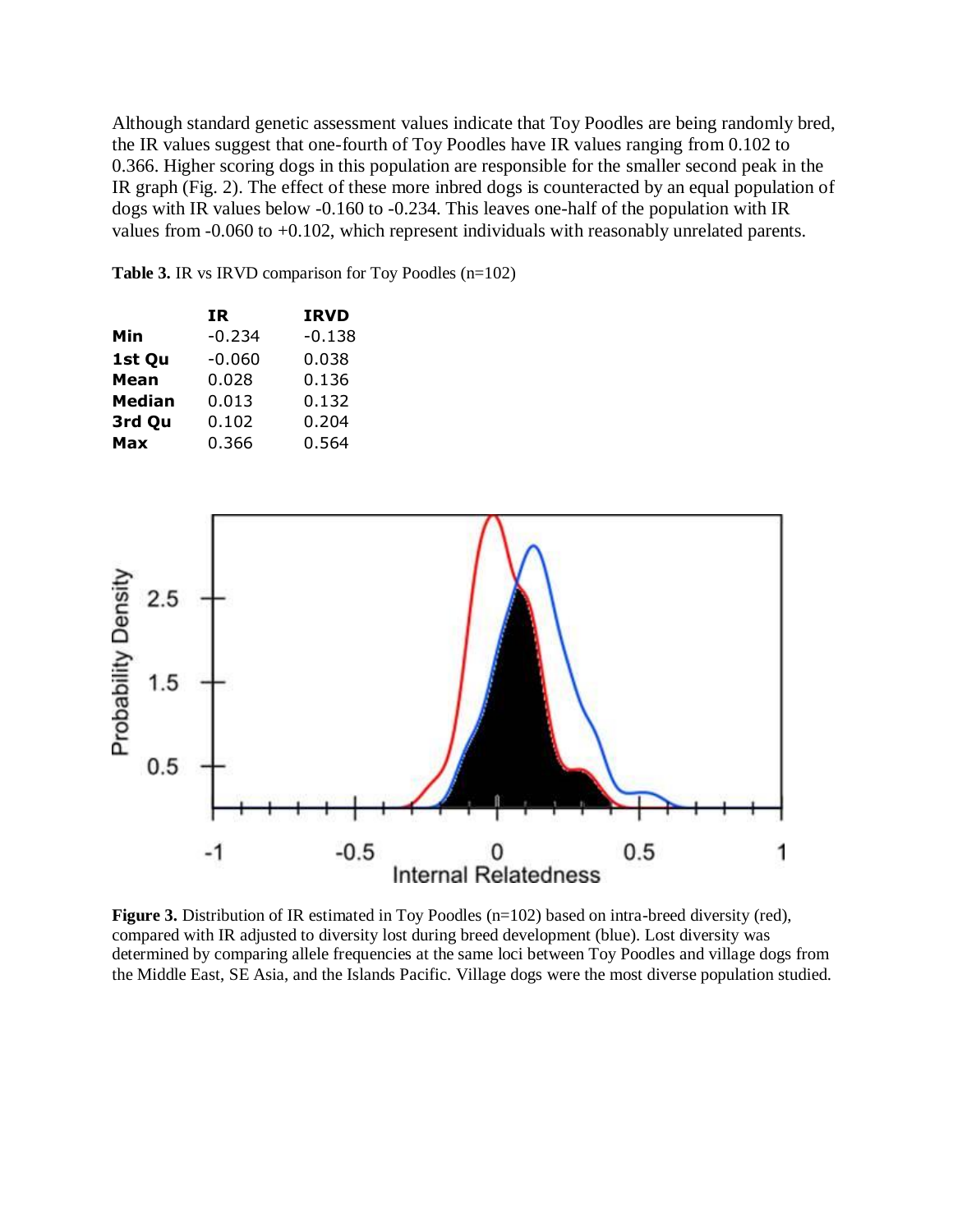Although standard genetic assessment values indicate that Toy Poodles are being randomly bred, the IR values suggest that one-fourth of Toy Poodles have IR values ranging from 0.102 to 0.366. Higher scoring dogs in this population are responsible for the smaller second peak in the IR graph (Fig. 2). The effect of these more inbred dogs is counteracted by an equal population of dogs with IR values below -0.160 to -0.234. This leaves one-half of the population with IR values from -0.060 to +0.102, which represent individuals with reasonably unrelated parents.

**Table 3.** IR vs IRVD comparison for Toy Poodles (n=102)

| | **IR** | **IRVD** |
|---|---|---|
| **Min** | -0.234 | -0.138 |
| **1st Qu** | -0.060 | 0.038 |
| **Mean** | 0.028 | 0.136 |
| **Median** | 0.013 | 0.132 |
| **3rd Qu** | 0.102 | 0.204 |
| **Max** | 0.366 | 0.564 |

Probability Density

2.5

1.5

0.5

-1

-0.5

0

0.5

1

Internal Relatedness

**Figure 3.** Distribution of IR estimated in Toy Poodles (n=102) based on intra-breed diversity (red), compared with IR adjusted to diversity lost during breed development (blue). Lost diversity was determined by comparing allele frequencies at the same loci between Toy Poodles and village dogs from the Middle East, SE Asia, and the Islands Pacific. Village dogs were the most diverse population studied.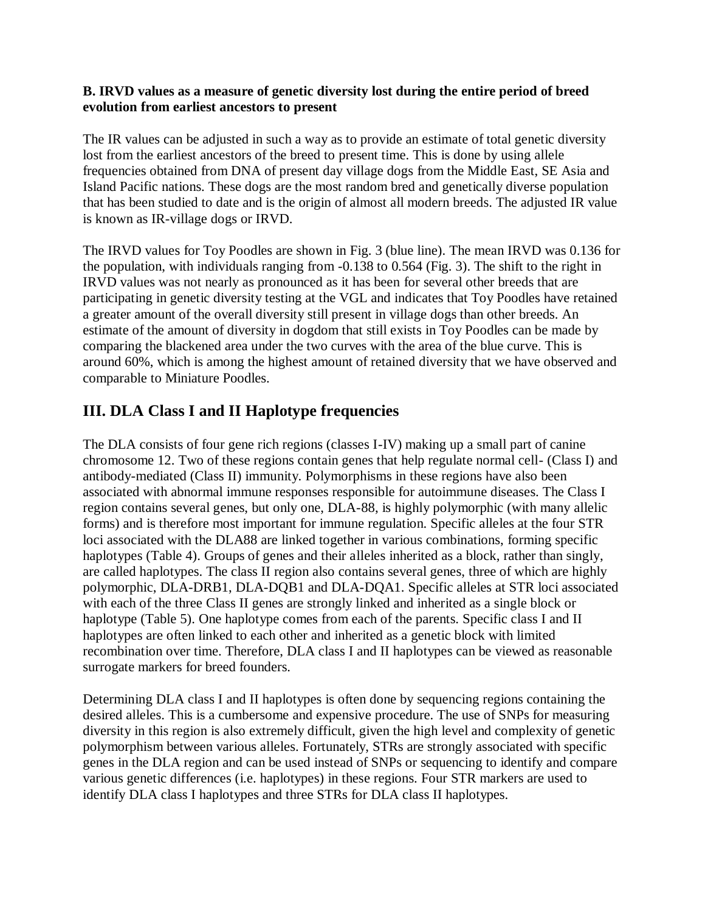**B. IRVD values as a measure of genetic diversity lost during the entire period of breed evolution from earliest ancestors to present**

The IR values can be adjusted in such a way as to provide an estimate of total genetic diversity lost from the earliest ancestors of the breed to present time. This is done by using allele frequencies obtained from DNA of present day village dogs from the Middle East, SE Asia and Island Pacific nations. These dogs are the most random bred and genetically diverse population that has been studied to date and is the origin of almost all modern breeds. The adjusted IR value is known as IR-village dogs or IRVD.

The IRVD values for Toy Poodles are shown in Fig. 3 (blue line). The mean IRVD was 0.136 for the population, with individuals ranging from -0.138 to 0.564 (Fig. 3). The shift to the right in IRVD values was not nearly as pronounced as it has been for several other breeds that are participating in genetic diversity testing at the VGL and indicates that Toy Poodles have retained a greater amount of the overall diversity still present in village dogs than other breeds. An estimate of the amount of diversity in dogdom that still exists in Toy Poodles can be made by comparing the blackened area under the two curves with the area of the blue curve. This is around 60%, which is among the highest amount of retained diversity that we have observed and comparable to Miniature Poodles.

## III. DLA Class I and II Haplotype frequencies

The DLA consists of four gene rich regions (classes I-IV) making up a small part of canine chromosome 12. Two of these regions contain genes that help regulate normal cell- (Class I) and antibody-mediated (Class II) immunity. Polymorphisms in these regions have also been associated with abnormal immune responses responsible for autoimmune diseases. The Class I region contains several genes, but only one, DLA-88, is highly polymorphic (with many allelic forms) and is therefore most important for immune regulation. Specific alleles at the four STR loci associated with the DLA88 are linked together in various combinations, forming specific haplotypes (Table 4). Groups of genes and their alleles inherited as a block, rather than singly, are called haplotypes. The class II region also contains several genes, three of which are highly polymorphic, DLA-DRB1, DLA-DQB1 and DLA-DQA1. Specific alleles at STR loci associated with each of the three Class II genes are strongly linked and inherited as a single block or haplotype (Table 5). One haplotype comes from each of the parents. Specific class I and II haplotypes are often linked to each other and inherited as a genetic block with limited recombination over time. Therefore, DLA class I and II haplotypes can be viewed as reasonable surrogate markers for breed founders.

Determining DLA class I and II haplotypes is often done by sequencing regions containing the desired alleles. This is a cumbersome and expensive procedure. The use of SNPs for measuring diversity in this region is also extremely difficult, given the high level and complexity of genetic polymorphism between various alleles. Fortunately, STRs are strongly associated with specific genes in the DLA region and can be used instead of SNPs or sequencing to identify and compare various genetic differences (i.e. haplotypes) in these regions. Four STR markers are used to identify DLA class I haplotypes and three STRs for DLA class II haplotypes.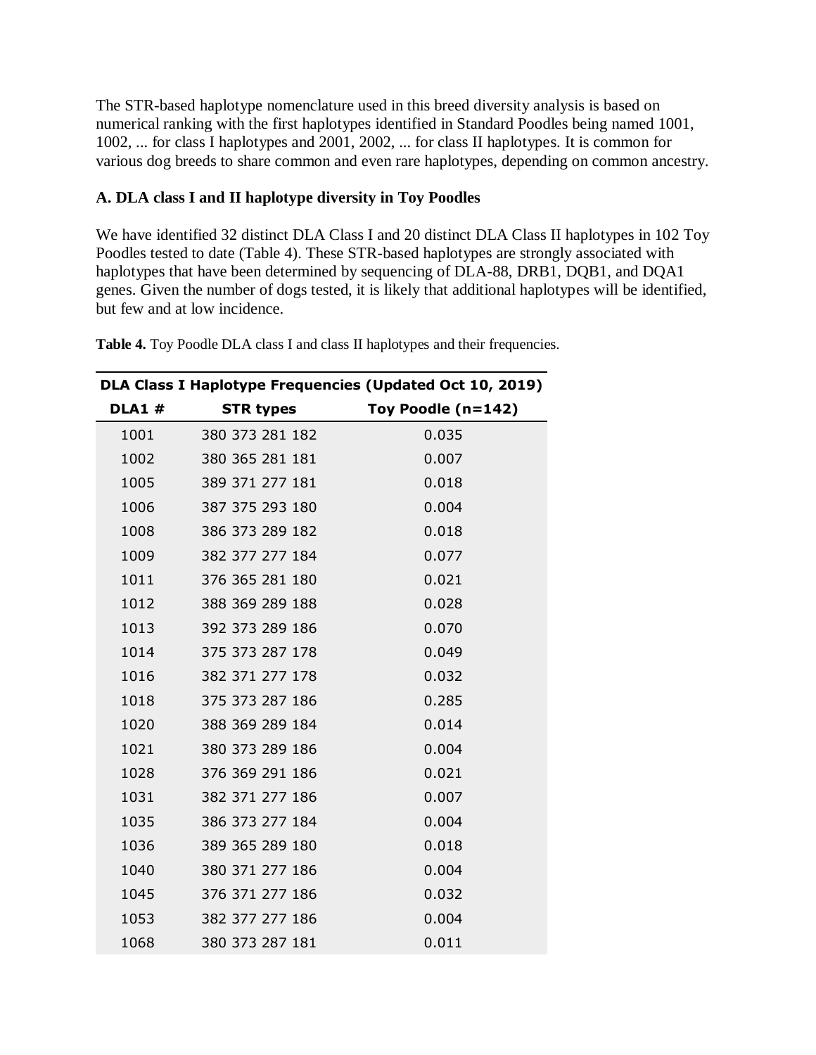The STR-based haplotype nomenclature used in this breed diversity analysis is based on numerical ranking with the first haplotypes identified in Standard Poodles being named 1001, 1002, ... for class I haplotypes and 2001, 2002, ... for class II haplotypes. It is common for various dog breeds to share common and even rare haplotypes, depending on common ancestry.

### A. DLA class I and II haplotype diversity in Toy Poodles

We have identified 32 distinct DLA Class I and 20 distinct DLA Class II haplotypes in 102 Toy Poodles tested to date (Table 4). These STR-based haplotypes are strongly associated with haplotypes that have been determined by sequencing of DLA-88, DRB1, DQB1, and DQA1 genes. Given the number of dogs tested, it is likely that additional haplotypes will be identified, but few and at low incidence.

**Table 4.** Toy Poodle DLA class I and class II haplotypes and their frequencies.

| DLA Class I Haplotype Frequencies (Updated Oct 10, 2019) | | |
|---|---|---|
| **DLA1 #** | **STR types** | **Toy Poodle (n=142)** |
| 1001 | 380 373 281 182 | 0.035 |
| 1002 | 380 365 281 181 | 0.007 |
| 1005 | 389 371 277 181 | 0.018 |
| 1006 | 387 375 293 180 | 0.004 |
| 1008 | 386 373 289 182 | 0.018 |
| 1009 | 382 377 277 184 | 0.077 |
| 1011 | 376 365 281 180 | 0.021 |
| 1012 | 388 369 289 188 | 0.028 |
| 1013 | 392 373 289 186 | 0.070 |
| 1014 | 375 373 287 178 | 0.049 |
| 1016 | 382 371 277 178 | 0.032 |
| 1018 | 375 373 287 186 | 0.285 |
| 1020 | 388 369 289 184 | 0.014 |
| 1021 | 380 373 289 186 | 0.004 |
| 1028 | 376 369 291 186 | 0.021 |
| 1031 | 382 371 277 186 | 0.007 |
| 1035 | 386 373 277 184 | 0.004 |
| 1036 | 389 365 289 180 | 0.018 |
| 1040 | 380 371 277 186 | 0.004 |
| 1045 | 376 371 277 186 | 0.032 |
| 1053 | 382 377 277 186 | 0.004 |
| 1068 | 380 373 287 181 | 0.011 |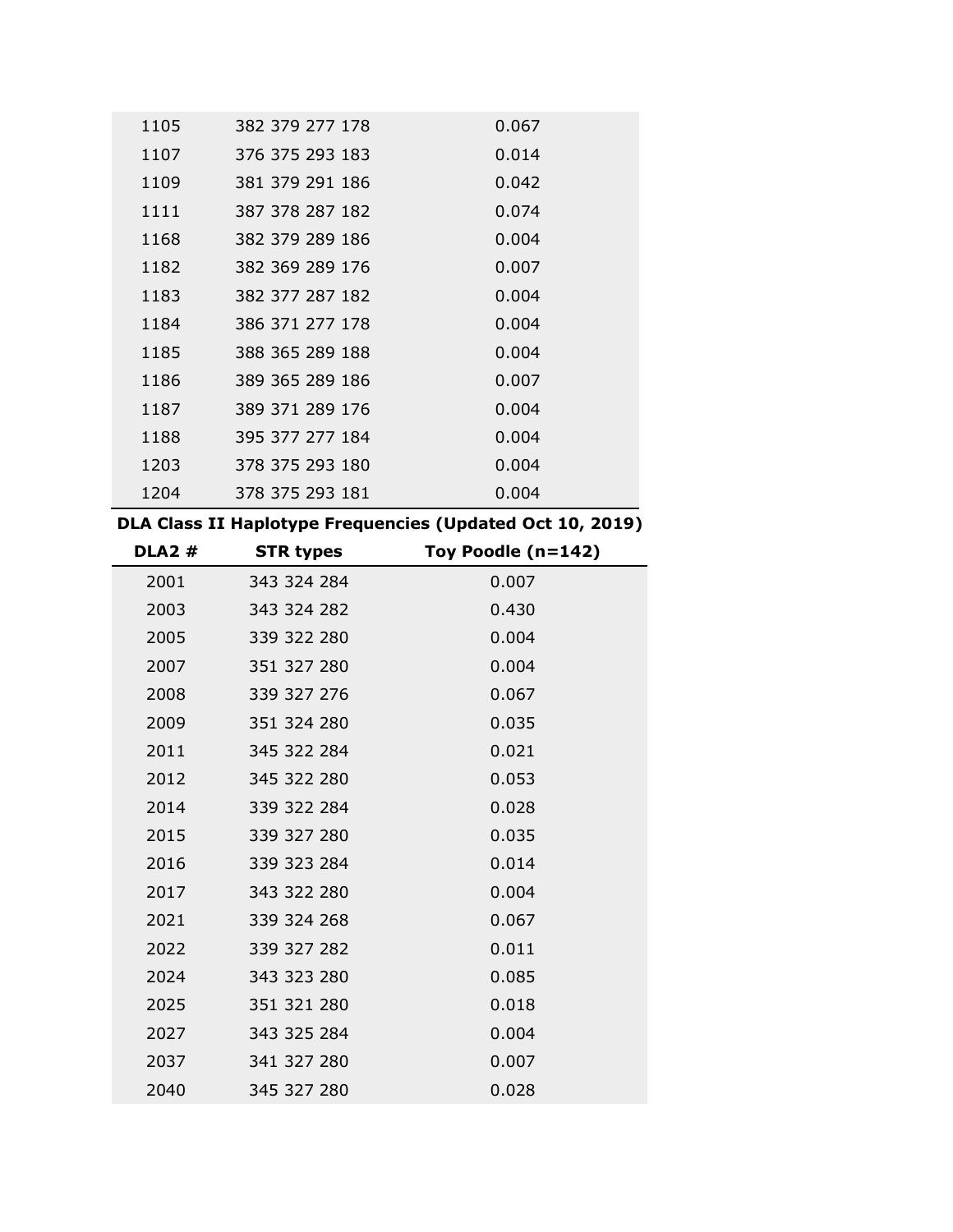| | | |
|---|---|---|
| 1105 | 382 379 277 178 | 0.067 |
| 1107 | 376 375 293 183 | 0.014 |
| 1109 | 381 379 291 186 | 0.042 |
| 1111 | 387 378 287 182 | 0.074 |
| 1168 | 382 379 289 186 | 0.004 |
| 1182 | 382 369 289 176 | 0.007 |
| 1183 | 382 377 287 182 | 0.004 |
| 1184 | 386 371 277 178 | 0.004 |
| 1185 | 388 365 289 188 | 0.004 |
| 1186 | 389 365 289 186 | 0.007 |
| 1187 | 389 371 289 176 | 0.004 |
| 1188 | 395 377 277 184 | 0.004 |
| 1203 | 378 375 293 180 | 0.004 |
| 1204 | 378 375 293 181 | 0.004 |

**DLA Class II Haplotype Frequencies (Updated Oct 10, 2019)**

| DLA2 # | STR types | Toy Poodle (n=142) |
|---|---|---|
| 2001 | 343 324 284 | 0.007 |
| 2003 | 343 324 282 | 0.430 |
| 2005 | 339 322 280 | 0.004 |
| 2007 | 351 327 280 | 0.004 |
| 2008 | 339 327 276 | 0.067 |
| 2009 | 351 324 280 | 0.035 |
| 2011 | 345 322 284 | 0.021 |
| 2012 | 345 322 280 | 0.053 |
| 2014 | 339 322 284 | 0.028 |
| 2015 | 339 327 280 | 0.035 |
| 2016 | 339 323 284 | 0.014 |
| 2017 | 343 322 280 | 0.004 |
| 2021 | 339 324 268 | 0.067 |
| 2022 | 339 327 282 | 0.011 |
| 2024 | 343 323 280 | 0.085 |
| 2025 | 351 321 280 | 0.018 |
| 2027 | 343 325 284 | 0.004 |
| 2037 | 341 327 280 | 0.007 |
| 2040 | 345 327 280 | 0.028 |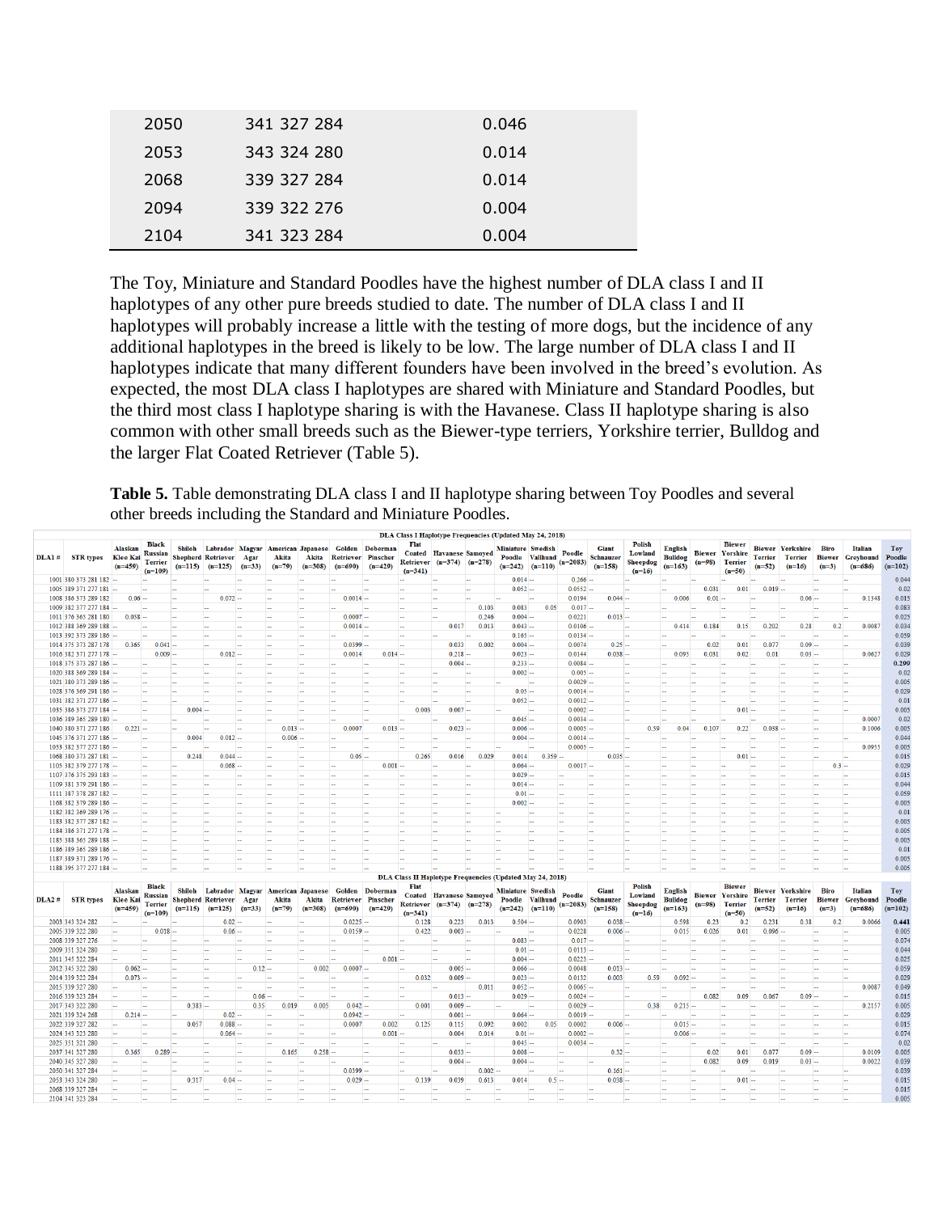| | | |
|---|---|---|
| 2050 | 341 327 284 | 0.046 |
| 2053 | 343 324 280 | 0.014 |
| 2068 | 339 327 284 | 0.014 |
| 2094 | 339 322 276 | 0.004 |
| 2104 | 341 323 284 | 0.004 |

The Toy, Miniature and Standard Poodles have the highest number of DLA class I and II haplotypes of any other pure breeds studied to date. The number of DLA class I and II haplotypes will probably increase a little with the testing of more dogs, but the incidence of any additional haplotypes in the breed is likely to be low. The large number of DLA class I and II haplotypes indicate that many different founders have been involved in the breed's evolution. As expected, the most DLA class I haplotypes are shared with Miniature and Standard Poodles, but the third most class I haplotype sharing is with the Havanese. Class II haplotype sharing is also common with other small breeds such as the Biewer-type terriers, Yorkshire terrier, Bulldog and the larger Flat Coated Retriever (Table 5).

**Table 5.** Table demonstrating DLA class I and II haplotype sharing between Toy Poodles and several other breeds including the Standard and Miniature Poodles.

**DLA Class I Haplotype Frequencies (Updated May 24, 2018)**

| DLA1 # | STR types | Alaskan Klee Kai (n=459) | Black Russian Terrier (n=109) | Shiloh Shepherd (n=115) | Labrador Retriever (n=125) | Magyar Agar (n=33) | American Akita (n=79) | Japanese Akita (n=308) | Golden Retriever (n=690) | Doberman Pinscher (n=429) | Flat Coated Retriever (n=341) | Havanese (n=374) | Samoyed (n=278) | Miniature Poodle (n=242) | Swedish Vallhund (n=110) | Poodle (n=2083) | Giant Schnauzer (n=158) | Polish Lowland Sheepdog (n=16) | English Bulldog (n=163) | Biewer (n=98) | Biewer Yorshire Terrier (n=50) | Biewer Terrier (n=52) | Yorkshire Terrier (n=16) | Biro Biewer (n=3) | Italian Greyhound (n=686) | Toy Poodle (n=102) |
|---|---|---|---|---|---|---|---|---|---|---|---|---|---|---|---|---|---|---|---|---|---|---|---|---|---|---|
| 1001 | 380 373 281 182 | | | | | | | | | | | | | 0.014 | | 0.266 | | | | | | | | | | 0.044 |
| 1005 | 389 371 277 181 | | | | | | | | | | | | | 0.052 | | 0.0552 | | | | 0.031 | 0.01 | 0.019 | | | | 0.02 |
| 1008 | 386 373 289 182 | 0.06 | | | 0.072 | | | | 0.0014 | | | | | | | 0.0194 | 0.044 | | 0.006 | 0.01 | | | 0.06 | | 0.1348 | 0.015 |
| 1009 | 382 377 277 184 | | | | | | | | | | | | 0.103 | 0.083 | 0.05 | 0.017 | | | | | | | | | | 0.083 |
| 1011 | 376 365 281 180 | 0.058 | | | | | | | 0.0007 | | | | 0.246 | 0.004 | | 0.0221 | 0.013 | | | | | | | | | 0.025 |
| 1012 | 388 369 289 188 | | | | | | | | 0.0014 | | | 0.017 | 0.013 | 0.043 | | 0.0106 | | | 0.414 | 0.184 | 0.15 | 0.202 | 0.28 | 0.2 | 0.0087 | 0.034 |
| 1013 | 392 373 289 186 | | | | | | | | | | | | | 0.165 | | 0.0134 | | | | | | | | | | 0.059 |
| 1014 | 375 373 287 178 | 0.365 | 0.041 | | | | | | 0.0399 | | | 0.033 | 0.002 | 0.004 | | 0.0074 | 0.25 | | | 0.02 | 0.01 | 0.077 | 0.09 | | | 0.039 |
| 1016 | 382 371 277 178 | | 0.009 | | 0.012 | | | | 0.0014 | 0.014 | | 0.218 | | 0.023 | | 0.0144 | 0.038 | | 0.095 | 0.031 | 0.02 | 0.01 | 0.03 | | 0.0627 | 0.029 |
| 1018 | 375 373 287 186 | | | | | | | | | | | 0.004 | | 0.233 | | 0.0084 | | | | | | | | | | **0.299** |
| 1020 | 388 369 289 184 | | | | | | | | | | | | | 0.002 | | 0.005 | | | | | | | | | | 0.02 |
| 1021 | 380 373 289 186 | | | | | | | | | | | | | | | 0.0029 | | | | | | | | | | 0.005 |
| 1028 | 376 369 291 186 | | | | | | | | | | | | | 0.05 | | 0.0014 | | | | | | | | | | 0.029 |
| 1031 | 382 371 277 186 | | | | | | | | | | | | | 0.052 | | 0.0012 | | | | | | | | | | 0.01 |
| 1035 | 386 373 277 184 | | | 0.004 | | | | | | | 0.003 | 0.007 | | | | 0.0002 | | | | | 0.01 | | | | | 0.005 |
| 1036 | 389 365 289 180 | | | | | | | | | | | | | 0.045 | | 0.0034 | | | | | | | | | 0.0007 | 0.02 |
| 1040 | 380 371 277 186 | 0.221 | | | | | 0.013 | | 0.0007 | 0.013 | | 0.023 | | 0.006 | | 0.0005 | | 0.59 | 0.04 | 0.107 | 0.22 | 0.038 | | | 0.1006 | 0.005 |
| 1045 | 376 371 277 186 | | | 0.004 | 0.012 | | | 0.006 | | | | | | 0.004 | | 0.0014 | | | | | | | | | | 0.044 |
| 1053 | 382 377 277 186 | | | | | | | | | | | | | | | 0.0005 | | | | | | | | | 0.0955 | 0.005 |
| 1068 | 380 373 287 181 | | | 0.248 | 0.044 | | | | 0.05 | | 0.265 | 0.016 | 0.029 | 0.014 | 0.359 | | 0.035 | | | | 0.01 | | | | | 0.015 |
| 1105 | 382 379 277 178 | | | | 0.068 | | | | | 0.001 | | | | 0.064 | | 0.0017 | | | | | | | | 0.3 | | 0.029 |
| 1107 | 376 375 293 183 | | | | | | | | | | | | | 0.029 | | | | | | | | | | | | 0.015 |
| 1109 | 381 379 291 186 | | | | | | | | | | | | | 0.014 | | | | | | | | | | | | 0.044 |
| 1111 | 387 378 287 182 | | | | | | | | | | | | | 0.01 | | | | | | | | | | | | 0.059 |
| 1168 | 382 379 289 186 | | | | | | | | | | | | | 0.002 | | | | | | | | | | | | 0.005 |
| 1182 | 382 369 289 176 | | | | | | | | | | | | | | | | | | | | | | | | | 0.01 |
| 1183 | 382 371 277 182 | | | | | | | | | | | | | | | | | | | | | | | | | 0.005 |
| 1184 | 386 371 277 178 | | | | | | | | | | | | | | | | | | | | | | | | | 0.005 |
| 1185 | 388 365 289 188 | | | | | | | | | | | | | | | | | | | | | | | | | 0.005 |
| 1186 | 389 365 289 186 | | | | | | | | | | | | | | | | | | | | | | | | | 0.01 |
| 1187 | 389 371 289 176 | | | | | | | | | | | | | | | | | | | | | | | | | 0.005 |
| 1188 | 395 377 277 184 | | | | | | | | | | | | | | | | | | | | | | | | | 0.005 |

**DLA Class II Haplotype Frequencies (Updated May 24, 2018)**

| DLA2 # | STR types | Alaskan Klee Kai (n=459) | Black Russian Terrier (n=109) | Shiloh Shepherd (n=115) | Labrador Retriever (n=125) | Magyar Agar (n=33) | American Akita (n=79) | Japanese Akita (n=308) | Golden Retriever (n=690) | Doberman Pinscher (n=429) | Flat Coated Retriever (n=341) | Havanese (n=374) | Samoyed (n=278) | Miniature Poodle (n=242) | Swedish Vallhund (n=110) | Poodle (n=2083) | Giant Schnauzer (n=158) | Polish Lowland Sheepdog (n=16) | English Bulldog (n=163) | Biewer (n=98) | Biewer Yorshire Terrier (n=50) | Biewer Terrier (n=52) | Yorkshire Terrier (n=16) | Biro Biewer (n=3) | Italian Greyhound (n=686) | Toy Poodle (n=102) |
|---|---|---|---|---|---|---|---|---|---|---|---|---|---|---|---|---|---|---|---|---|---|---|---|---|---|---|
| 2003 | 343 324 282 | | | | 0.02 | | | | 0.0225 | | 0.128 | 0.223 | 0.013 | 0.504 | | 0.0903 | 0.038 | | 0.598 | 0.23 | 0.2 | 0.231 | 0.38 | 0.2 | 0.0066 | **0.441** |
| 2005 | 339 322 280 | | 0.018 | | 0.06 | | | | 0.0159 | | 0.422 | 0.003 | | | | 0.0228 | 0.006 | | 0.015 | 0.026 | 0.01 | 0.096 | | | | 0.005 |
| 2008 | 339 327 276 | | | | | | | | | | | | | 0.083 | | 0.017 | | | | | | | | | | 0.074 |
| 2009 | 351 324 280 | | | | | | | | | | | | | 0.01 | | 0.0113 | | | | | | | | | | 0.044 |
| 2011 | 345 322 284 | | | | | | | | | 0.001 | | | | 0.004 | | 0.0223 | | | | | | | | | | 0.025 |
| 2012 | 345 322 280 | 0.062 | | | | 0.12 | | 0.002 | 0.0007 | | | 0.005 | | 0.066 | | 0.0048 | 0.013 | | | | | | | | | 0.059 |
| 2014 | 339 322 284 | 0.073 | | | | | | | | | 0.032 | 0.009 | | 0.023 | | 0.0132 | 0.003 | 0.59 | 0.092 | | | | | | | 0.029 |
| 2015 | 339 327 280 | | | | | | | | | | | | 0.011 | 0.052 | | 0.0065 | | | | | | | | | 0.0087 | 0.049 |
| 2016 | 339 323 284 | | | | | 0.06 | | | | | | 0.013 | | 0.029 | | 0.0024 | | | | 0.082 | 0.09 | 0.067 | 0.09 | | | 0.015 |
| 2017 | 343 322 280 | | | 0.383 | | 0.35 | 0.019 | 0.005 | 0.042 | | 0.001 | 0.009 | | | | 0.0029 | | 0.38 | 0.215 | | | | | | 0.2157 | 0.005 |
| 2021 | 339 324 268 | 0.214 | | | 0.02 | | | | 0.0942 | | | 0.001 | | 0.064 | | 0.0019 | | | | | | | | | | 0.029 |
| 2022 | 339 327 282 | | | 0.057 | 0.088 | | | | 0.0007 | 0.002 | 0.125 | 0.115 | 0.092 | 0.002 | 0.05 | 0.0002 | 0.006 | | 0.015 | | | | | | | 0.015 |
| 2024 | 343 323 280 | | | | 0.064 | | | | | 0.001 | | 0.004 | 0.014 | 0.01 | | 0.0002 | | | 0.006 | | | | | | | 0.074 |
| 2025 | 351 321 280 | | | | | | | | | | | | | 0.045 | | 0.0034 | | | | | | | | | | 0.02 |
| 2037 | 341 327 280 | 0.365 | 0.289 | | | | 0.165 | 0.258 | | | | 0.033 | | 0.008 | | | 0.32 | | | 0.02 | 0.01 | 0.077 | 0.09 | | 0.0109 | 0.005 |
| 2040 | 345 327 280 | | | | | | | | | | | 0.004 | | 0.004 | | | | | | 0.082 | 0.09 | 0.019 | 0.03 | | 0.0022 | 0.039 |
| 2050 | 341 327 284 | | | | | | | | 0.0399 | | | | 0.002 | | | | 0.161 | | | | | | | | | 0.039 |
| 2053 | 343 324 280 | | | 0.317 | 0.04 | | | | 0.029 | | 0.139 | 0.039 | 0.613 | 0.014 | 0.5 | | 0.038 | | | | 0.01 | | | | | 0.015 |
| 2068 | 339 327 284 | | | | | | | | | | | | | | | | | | | | | | | | | 0.015 |
| 2104 | 341 323 284 | | | | | | | | | | | | | | | | | | | | | | | | | 0.005 |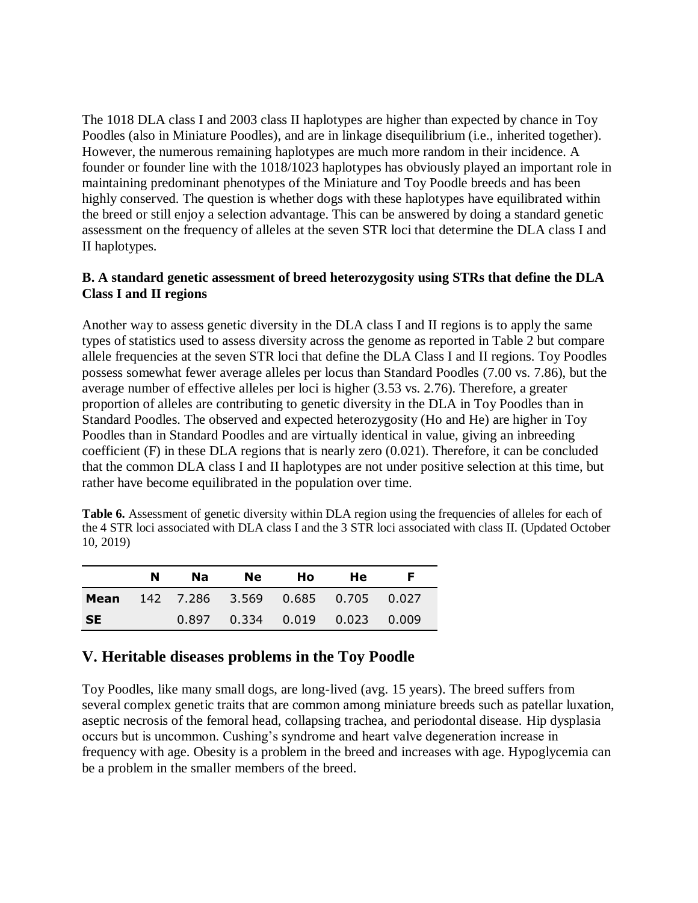The 1018 DLA class I and 2003 class II haplotypes are higher than expected by chance in Toy Poodles (also in Miniature Poodles), and are in linkage disequilibrium (i.e., inherited together). However, the numerous remaining haplotypes are much more random in their incidence. A founder or founder line with the 1018/1023 haplotypes has obviously played an important role in maintaining predominant phenotypes of the Miniature and Toy Poodle breeds and has been highly conserved. The question is whether dogs with these haplotypes have equilibrated within the breed or still enjoy a selection advantage. This can be answered by doing a standard genetic assessment on the frequency of alleles at the seven STR loci that determine the DLA class I and II haplotypes.

### B. A standard genetic assessment of breed heterozygosity using STRs that define the DLA Class I and II regions

Another way to assess genetic diversity in the DLA class I and II regions is to apply the same types of statistics used to assess diversity across the genome as reported in Table 2 but compare allele frequencies at the seven STR loci that define the DLA Class I and II regions. Toy Poodles possess somewhat fewer average alleles per locus than Standard Poodles (7.00 vs. 7.86), but the average number of effective alleles per loci is higher (3.53 vs. 2.76). Therefore, a greater proportion of alleles are contributing to genetic diversity in the DLA in Toy Poodles than in Standard Poodles. The observed and expected heterozygosity (Ho and He) are higher in Toy Poodles than in Standard Poodles and are virtually identical in value, giving an inbreeding coefficient (F) in these DLA regions that is nearly zero (0.021). Therefore, it can be concluded that the common DLA class I and II haplotypes are not under positive selection at this time, but rather have become equilibrated in the population over time.

**Table 6.** Assessment of genetic diversity within DLA region using the frequencies of alleles for each of the 4 STR loci associated with DLA class I and the 3 STR loci associated with class II. (Updated October 10, 2019)

| | N | Na | Ne | Ho | He | F |
|---|---|---|---|---|---|---|
| **Mean** | 142 | 7.286 | 3.569 | 0.685 | 0.705 | 0.027 |
| **SE** | | 0.897 | 0.334 | 0.019 | 0.023 | 0.009 |

## V. Heritable diseases problems in the Toy Poodle

Toy Poodles, like many small dogs, are long-lived (avg. 15 years). The breed suffers from several complex genetic traits that are common among miniature breeds such as patellar luxation, aseptic necrosis of the femoral head, collapsing trachea, and periodontal disease. Hip dysplasia occurs but is uncommon. Cushing's syndrome and heart valve degeneration increase in frequency with age. Obesity is a problem in the breed and increases with age. Hypoglycemia can be a problem in the smaller members of the breed.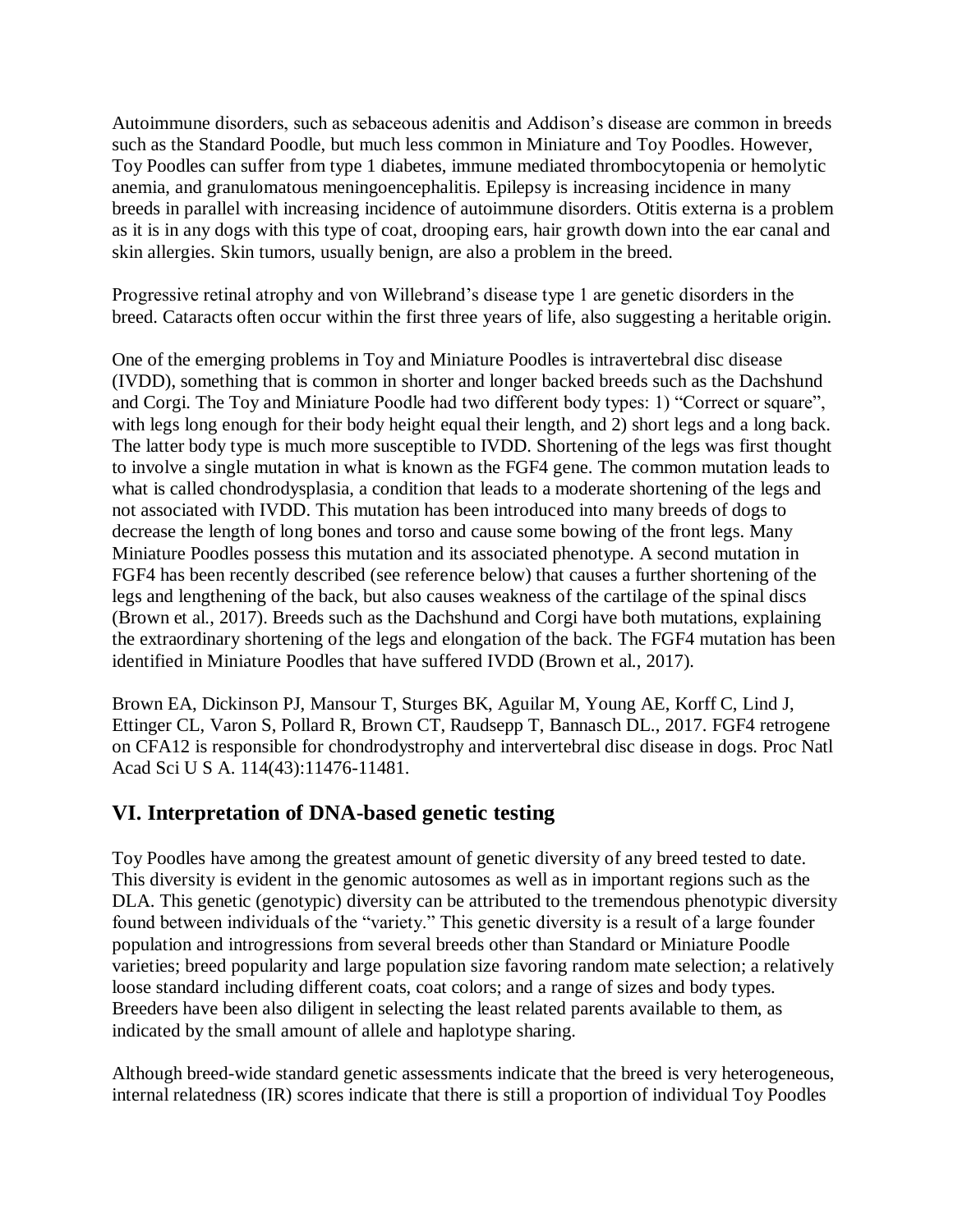Autoimmune disorders, such as sebaceous adenitis and Addison's disease are common in breeds such as the Standard Poodle, but much less common in Miniature and Toy Poodles. However, Toy Poodles can suffer from type 1 diabetes, immune mediated thrombocytopenia or hemolytic anemia, and granulomatous meningoencephalitis. Epilepsy is increasing incidence in many breeds in parallel with increasing incidence of autoimmune disorders. Otitis externa is a problem as it is in any dogs with this type of coat, drooping ears, hair growth down into the ear canal and skin allergies. Skin tumors, usually benign, are also a problem in the breed.

Progressive retinal atrophy and von Willebrand's disease type 1 are genetic disorders in the breed. Cataracts often occur within the first three years of life, also suggesting a heritable origin.

One of the emerging problems in Toy and Miniature Poodles is intravertebral disc disease (IVDD), something that is common in shorter and longer backed breeds such as the Dachshund and Corgi. The Toy and Miniature Poodle had two different body types: 1) "Correct or square", with legs long enough for their body height equal their length, and 2) short legs and a long back. The latter body type is much more susceptible to IVDD. Shortening of the legs was first thought to involve a single mutation in what is known as the FGF4 gene. The common mutation leads to what is called chondrodysplasia, a condition that leads to a moderate shortening of the legs and not associated with IVDD. This mutation has been introduced into many breeds of dogs to decrease the length of long bones and torso and cause some bowing of the front legs. Many Miniature Poodles possess this mutation and its associated phenotype. A second mutation in FGF4 has been recently described (see reference below) that causes a further shortening of the legs and lengthening of the back, but also causes weakness of the cartilage of the spinal discs (Brown et al., 2017). Breeds such as the Dachshund and Corgi have both mutations, explaining the extraordinary shortening of the legs and elongation of the back. The FGF4 mutation has been identified in Miniature Poodles that have suffered IVDD (Brown et al., 2017).

Brown EA, Dickinson PJ, Mansour T, Sturges BK, Aguilar M, Young AE, Korff C, Lind J, Ettinger CL, Varon S, Pollard R, Brown CT, Raudsepp T, Bannasch DL., 2017. FGF4 retrogene on CFA12 is responsible for chondrodystrophy and intervertebral disc disease in dogs. Proc Natl Acad Sci U S A. 114(43):11476-11481.

## VI. Interpretation of DNA-based genetic testing

Toy Poodles have among the greatest amount of genetic diversity of any breed tested to date. This diversity is evident in the genomic autosomes as well as in important regions such as the DLA. This genetic (genotypic) diversity can be attributed to the tremendous phenotypic diversity found between individuals of the "variety." This genetic diversity is a result of a large founder population and introgressions from several breeds other than Standard or Miniature Poodle varieties; breed popularity and large population size favoring random mate selection; a relatively loose standard including different coats, coat colors; and a range of sizes and body types. Breeders have been also diligent in selecting the least related parents available to them, as indicated by the small amount of allele and haplotype sharing.

Although breed-wide standard genetic assessments indicate that the breed is very heterogeneous, internal relatedness (IR) scores indicate that there is still a proportion of individual Toy Poodles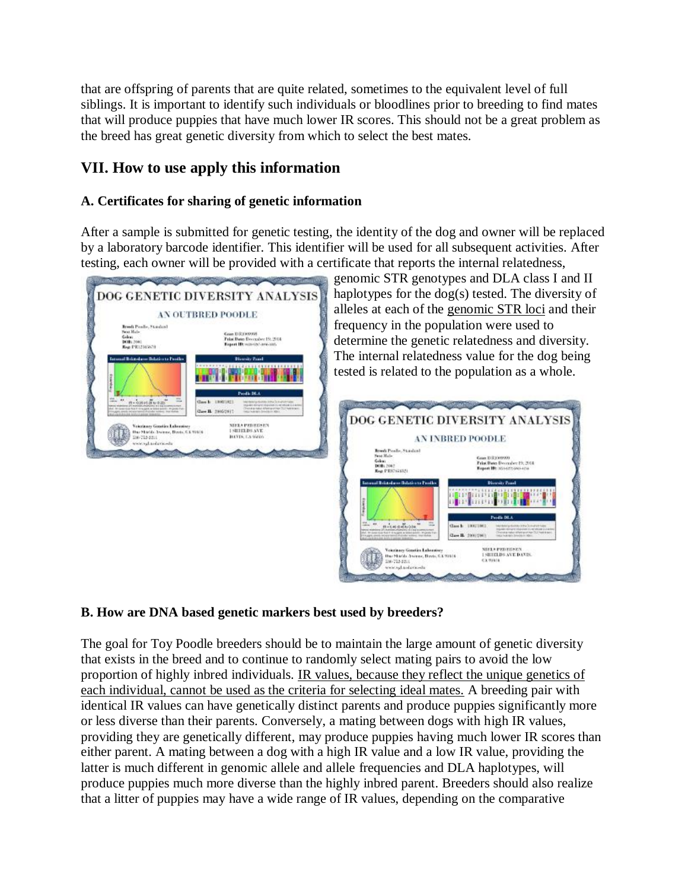that are offspring of parents that are quite related, sometimes to the equivalent level of full siblings. It is important to identify such individuals or bloodlines prior to breeding to find mates that will produce puppies that have much lower IR scores. This should not be a great problem as the breed has great genetic diversity from which to select the best mates.

## VII. How to use apply this information

### A. Certificates for sharing of genetic information

After a sample is submitted for genetic testing, the identity of the dog and owner will be replaced by a laboratory barcode identifier. This identifier will be used for all subsequent activities. After testing, each owner will be provided with a certificate that reports the internal relatedness, genomic STR genotypes and DLA class I and II haplotypes for the dog(s) tested. The diversity of alleles at each of the genomic STR loci and their frequency in the population were used to determine the genetic relatedness and diversity. The internal relatedness value for the dog being tested is related to the population as a whole.

### B. How are DNA based genetic markers best used by breeders?

The goal for Toy Poodle breeders should be to maintain the large amount of genetic diversity that exists in the breed and to continue to randomly select mating pairs to avoid the low proportion of highly inbred individuals. IR values, because they reflect the unique genetics of each individual, cannot be used as the criteria for selecting ideal mates. A breeding pair with identical IR values can have genetically distinct parents and produce puppies significantly more or less diverse than their parents. Conversely, a mating between dogs with high IR values, providing they are genetically different, may produce puppies having much lower IR scores than either parent. A mating between a dog with a high IR value and a low IR value, providing the latter is much different in genomic allele and allele frequencies and DLA haplotypes, will produce puppies much more diverse than the highly inbred parent. Breeders should also realize that a litter of puppies may have a wide range of IR values, depending on the comparative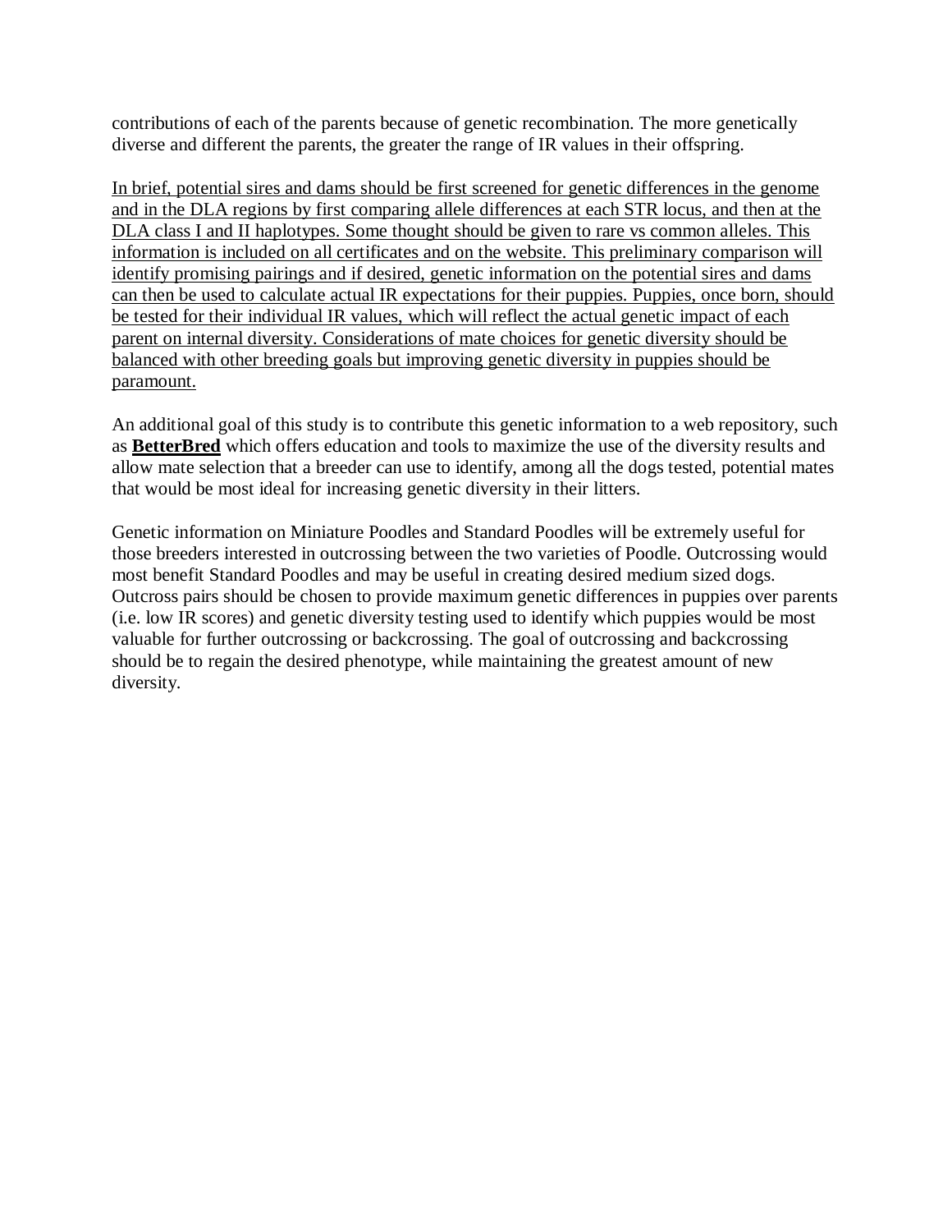contributions of each of the parents because of genetic recombination. The more genetically diverse and different the parents, the greater the range of IR values in their offspring.

<u>In brief, potential sires and dams should be first screened for genetic differences in the genome and in the DLA regions by first comparing allele differences at each STR locus, and then at the DLA class I and II haplotypes. Some thought should be given to rare vs common alleles. This information is included on all certificates and on the website. This preliminary comparison will identify promising pairings and if desired, genetic information on the potential sires and dams can then be used to calculate actual IR expectations for their puppies. Puppies, once born, should be tested for their individual IR values, which will reflect the actual genetic impact of each parent on internal diversity. Considerations of mate choices for genetic diversity should be balanced with other breeding goals but improving genetic diversity in puppies should be paramount.</u>

An additional goal of this study is to contribute this genetic information to a web repository, such as **BetterBred** which offers education and tools to maximize the use of the diversity results and allow mate selection that a breeder can use to identify, among all the dogs tested, potential mates that would be most ideal for increasing genetic diversity in their litters.

Genetic information on Miniature Poodles and Standard Poodles will be extremely useful for those breeders interested in outcrossing between the two varieties of Poodle. Outcrossing would most benefit Standard Poodles and may be useful in creating desired medium sized dogs. Outcross pairs should be chosen to provide maximum genetic differences in puppies over parents (i.e. low IR scores) and genetic diversity testing used to identify which puppies would be most valuable for further outcrossing or backcrossing. The goal of outcrossing and backcrossing should be to regain the desired phenotype, while maintaining the greatest amount of new diversity.